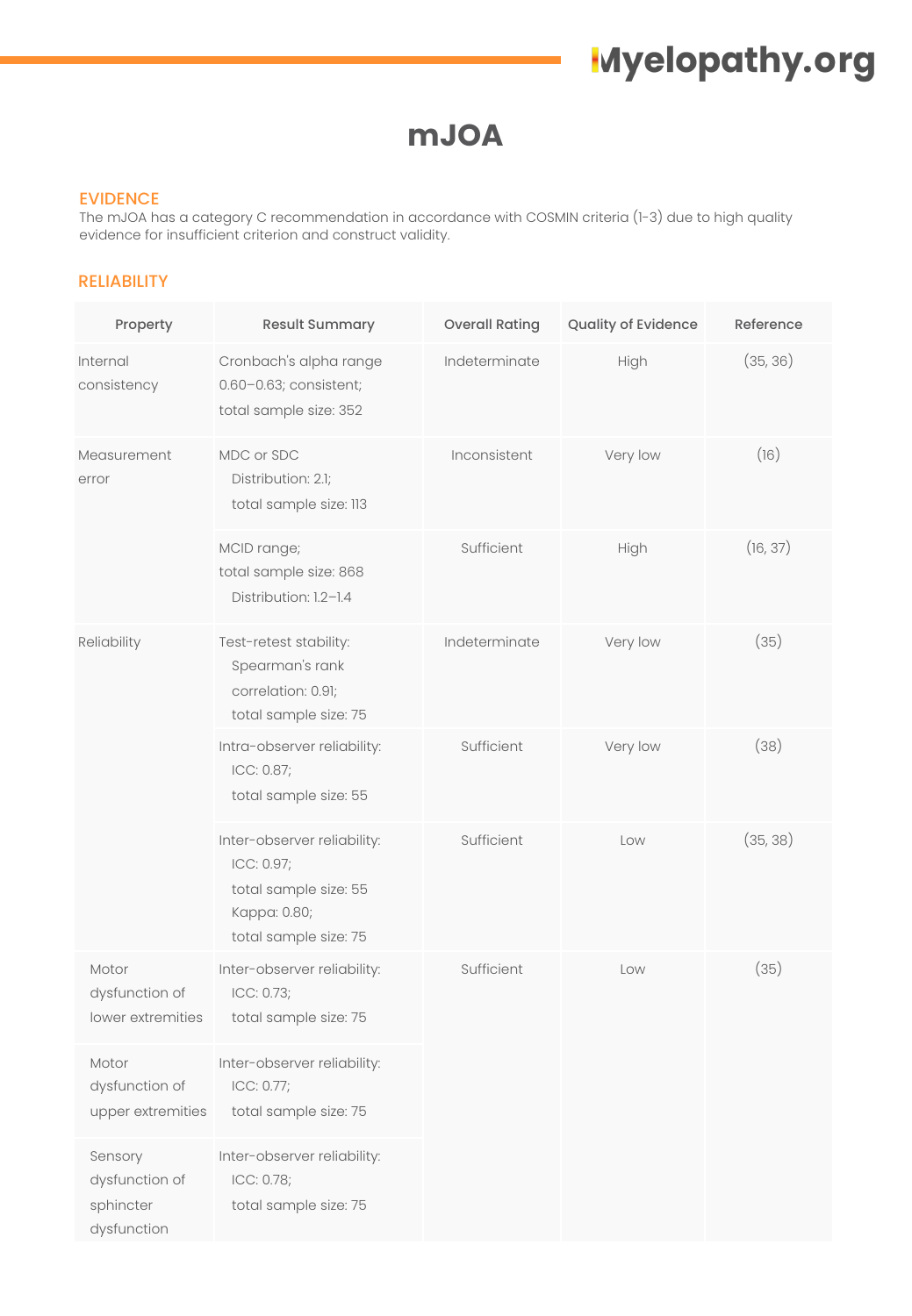# mJOA

## EVIDENCE

The mJOA has a category C recommendation in accordance with COSMIN criteria (1-3) due to high quality evidence for insufficient criterion and construct validity.

## RELIABILITY

| Property | Result Summary | Overall Rating | Quality of Evidence | Reference |
|---|---|---|---|---|
| Internal consistency | Cronbach's alpha range 0.60–0.63; consistent; total sample size: 352 | Indeterminate | High | (35, 36) |
| Measurement error | MDC or SDC Distribution: 2.1; total sample size: 113 | Inconsistent | Very low | (16) |
| | MCID range; total sample size: 868 Distribution: 1.2–1.4 | Sufficient | High | (16, 37) |
| Reliability | Test-retest stability: Spearman's rank correlation: 0.91; total sample size: 75 | Indeterminate | Very low | (35) |
| | Intra-observer reliability: ICC: 0.87; total sample size: 55 | Sufficient | Very low | (38) |
| | Inter-observer reliability: ICC: 0.97; total sample size: 55 Kappa: 0.80; total sample size: 75 | Sufficient | Low | (35, 38) |
| Motor dysfunction of lower extremities | Inter-observer reliability: ICC: 0.73; total sample size: 75 | Sufficient | Low | (35) |
| Motor dysfunction of upper extremities | Inter-observer reliability: ICC: 0.77; total sample size: 75 | | | |
| Sensory dysfunction of sphincter dysfunction | Inter-observer reliability: ICC: 0.78; total sample size: 75 | | | |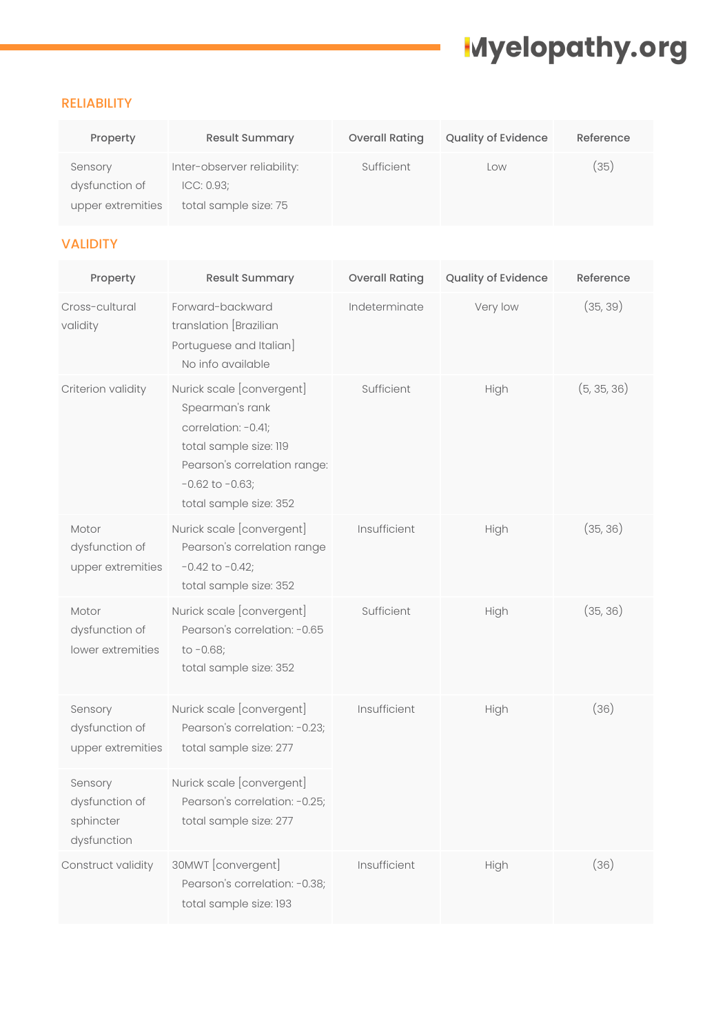## RELIABILITY

| Property | Result Summary | Overall Rating | Quality of Evidence | Reference |
|---|---|---|---|---|
| Sensory dysfunction of upper extremities | Inter-observer reliability: ICC: 0.93; total sample size: 75 | Sufficient | Low | (35) |

## VALIDITY

| Property | Result Summary | Overall Rating | Quality of Evidence | Reference |
|---|---|---|---|---|
| Cross-cultural validity | Forward-backward translation [Brazilian Portuguese and Italian] No info available | Indeterminate | Very low | (35, 39) |
| Criterion validity | Nurick scale [convergent] Spearman's rank correlation: -0.41; total sample size: 119 Pearson's correlation range: -0.62 to -0.63; total sample size: 352 | Sufficient | High | (5, 35, 36) |
| Motor dysfunction of upper extremities | Nurick scale [convergent] Pearson's correlation range -0.42 to -0.42; total sample size: 352 | Insufficient | High | (35, 36) |
| Motor dysfunction of lower extremities | Nurick scale [convergent] Pearson's correlation: -0.65 to -0.68; total sample size: 352 | Sufficient | High | (35, 36) |
| Sensory dysfunction of upper extremities | Nurick scale [convergent] Pearson's correlation: -0.23; total sample size: 277 | Insufficient | High | (36) |
| Sensory dysfunction of sphincter dysfunction | Nurick scale [convergent] Pearson's correlation: -0.25; total sample size: 277 | | | |
| Construct validity | 30MWT [convergent] Pearson's correlation: -0.38; total sample size: 193 | Insufficient | High | (36) |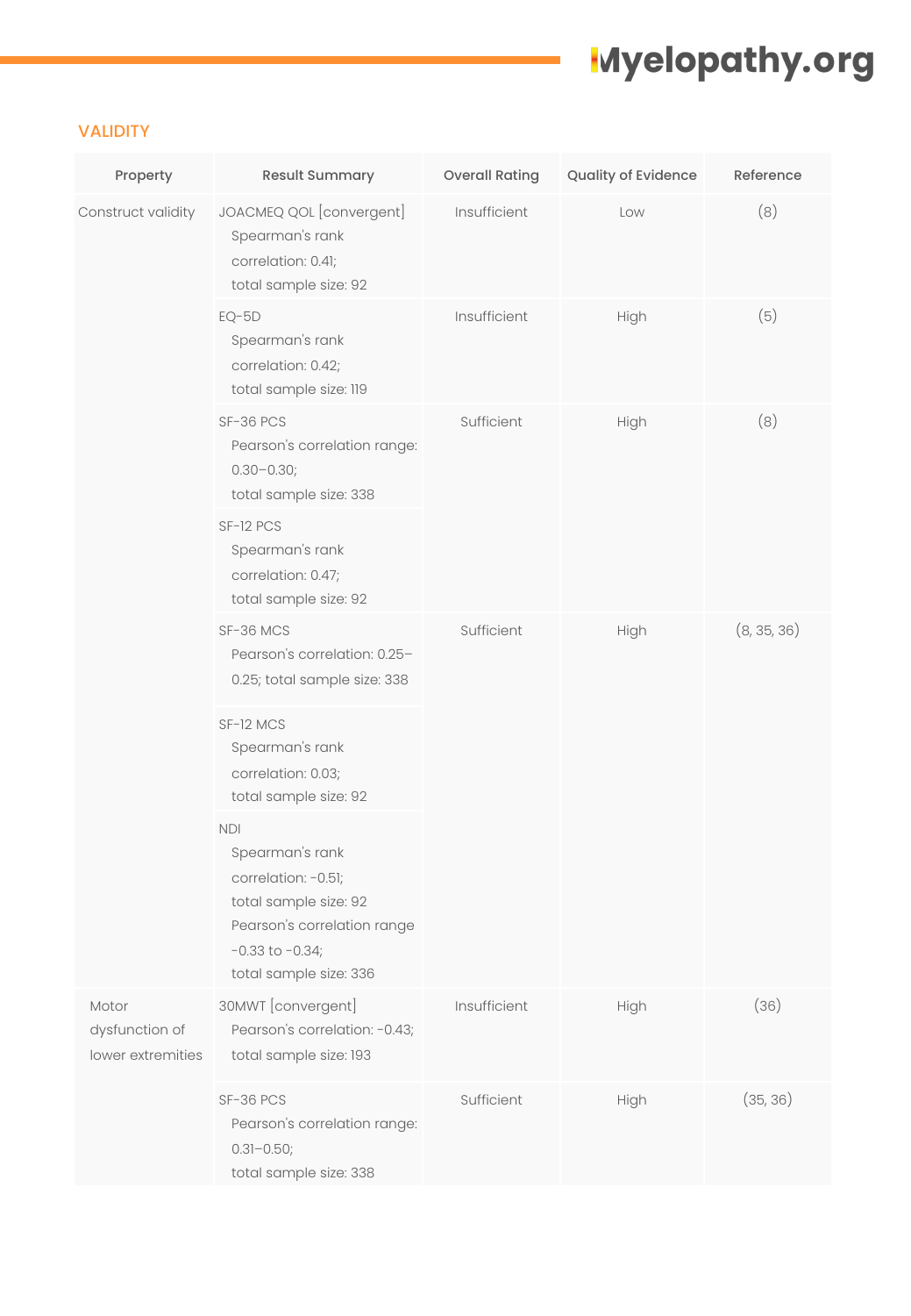## VALIDITY

| Property | Result Summary | Overall Rating | Quality of Evidence | Reference |
|---|---|---|---|---|
| Construct validity | JOACMEQ QOL [convergent] Spearman's rank correlation: 0.41; total sample size: 92 | Insufficient | Low | (8) |
| | EQ-5D Spearman's rank correlation: 0.42; total sample size: 119 | Insufficient | High | (5) |
| | SF-36 PCS Pearson's correlation range: 0.30–0.30; total sample size: 338 | Sufficient | High | (8) |
| | SF-12 PCS Spearman's rank correlation: 0.47; total sample size: 92 | | | |
| | SF-36 MCS Pearson's correlation: 0.25–0.25; total sample size: 338 | Sufficient | High | (8, 35, 36) |
| | SF-12 MCS Spearman's rank correlation: 0.03; total sample size: 92 | | | |
| | NDI Spearman's rank correlation: -0.51; total sample size: 92 Pearson's correlation range -0.33 to -0.34; total sample size: 336 | | | |
| Motor dysfunction of lower extremities | 30MWT [convergent] Pearson's correlation: -0.43; total sample size: 193 | Insufficient | High | (36) |
| | SF-36 PCS Pearson's correlation range: 0.31–0.50; total sample size: 338 | Sufficient | High | (35, 36) |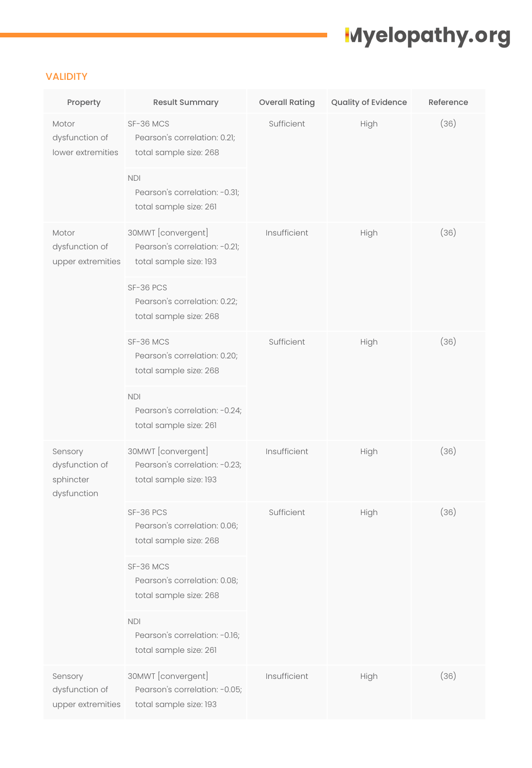## VALIDITY

| Property | Result Summary | Overall Rating | Quality of Evidence | Reference |
|---|---|---|---|---|
| Motor dysfunction of lower extremities | SF-36 MCS<br>Pearson's correlation: 0.21; total sample size: 268<br><br>NDI<br>Pearson's correlation: -0.31; total sample size: 261 | Sufficient | High | (36) |
| Motor dysfunction of upper extremities | 30MWT [convergent]<br>Pearson's correlation: -0.21; total sample size: 193<br><br>SF-36 PCS<br>Pearson's correlation: 0.22; total sample size: 268 | Insufficient | High | (36) |
| | SF-36 MCS<br>Pearson's correlation: 0.20; total sample size: 268<br><br>NDI<br>Pearson's correlation: -0.24; total sample size: 261 | Sufficient | High | (36) |
| Sensory dysfunction of sphincter dysfunction | 30MWT [convergent]<br>Pearson's correlation: -0.23; total sample size: 193 | Insufficient | High | (36) |
| | SF-36 PCS<br>Pearson's correlation: 0.06; total sample size: 268<br><br>SF-36 MCS<br>Pearson's correlation: 0.08; total sample size: 268<br><br>NDI<br>Pearson's correlation: -0.16; total sample size: 261 | Sufficient | High | (36) |
| Sensory dysfunction of upper extremities | 30MWT [convergent]<br>Pearson's correlation: -0.05; total sample size: 193 | Insufficient | High | (36) |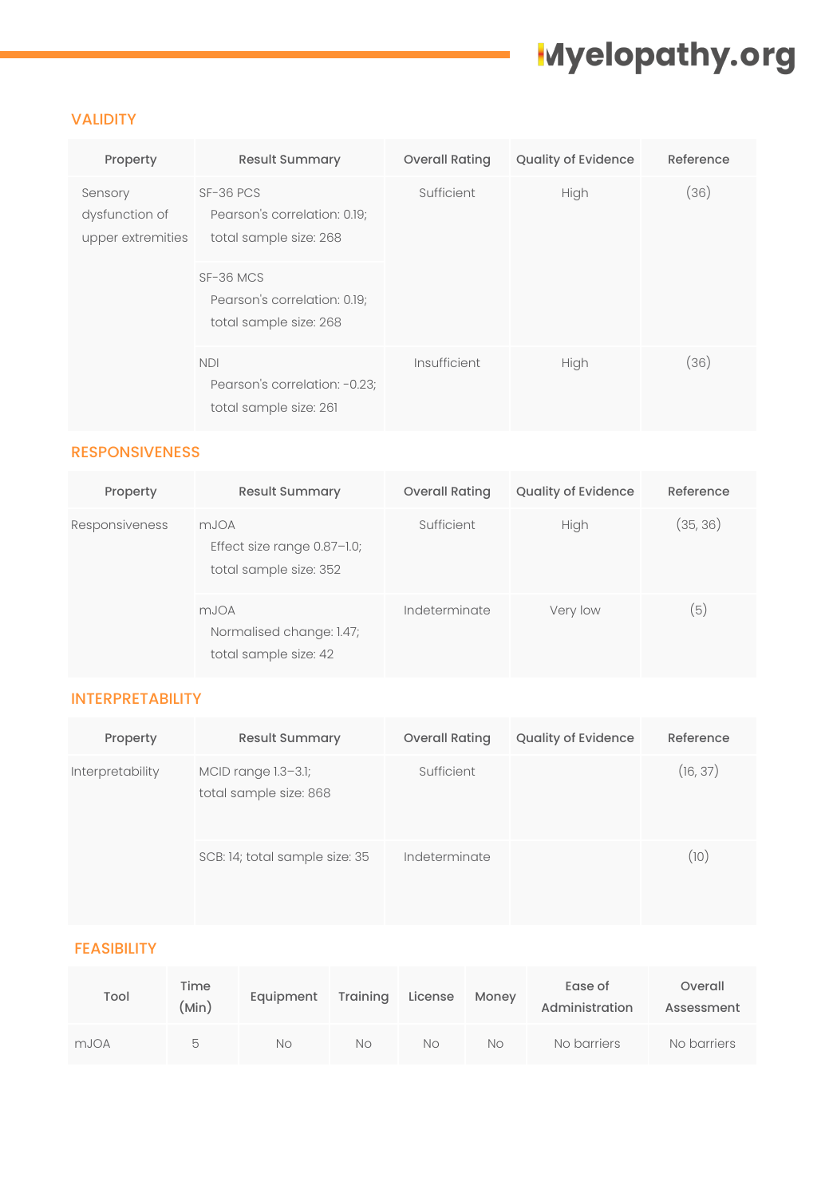## VALIDITY

| Property | Result Summary | Overall Rating | Quality of Evidence | Reference |
|---|---|---|---|---|
| Sensory dysfunction of upper extremities | SF-36 PCS Pearson's correlation: 0.19; total sample size: 268 | Sufficient | High | (36) |
| | SF-36 MCS Pearson's correlation: 0.19; total sample size: 268 | | | |
| | NDI Pearson's correlation: -0.23; total sample size: 261 | Insufficient | High | (36) |

## RESPONSIVENESS

| Property | Result Summary | Overall Rating | Quality of Evidence | Reference |
|---|---|---|---|---|
| Responsiveness | mJOA Effect size range 0.87–1.0; total sample size: 352 | Sufficient | High | (35, 36) |
| | mJOA Normalised change: 1.47; total sample size: 42 | Indeterminate | Very low | (5) |

## INTERPRETABILITY

| Property | Result Summary | Overall Rating | Quality of Evidence | Reference |
|---|---|---|---|---|
| Interpretability | MCID range 1.3–3.1; total sample size: 868 | Sufficient | | (16, 37) |
| | SCB: 14; total sample size: 35 | Indeterminate | | (10) |

## FEASIBILITY

| Tool | Time (Min) | Equipment | Training | License | Money | Ease of Administration | Overall Assessment |
|---|---|---|---|---|---|---|---|
| mJOA | 5 | No | No | No | No | No barriers | No barriers |